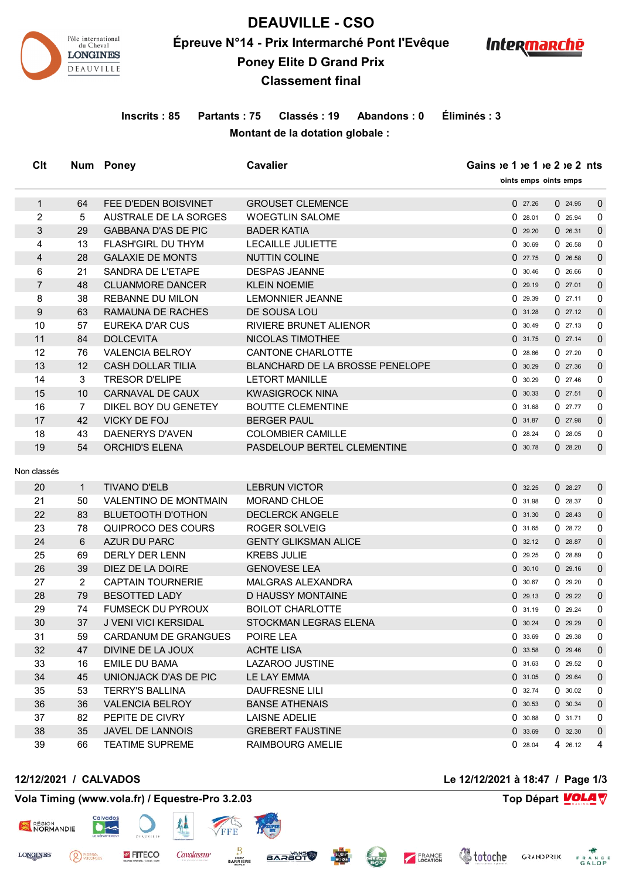# DEAUVILLE - CSO

## Épreuve N°14 - Prix Intermarché Pont l'Evêque

## Poney Elite D Grand Prix

## Classement final

**Inscrits : 85 Partants : 75 Classés : 19 Abandons : 0 Éliminés : 3**

**Montant de la dotation globale :**

| Clt | Num | Poney | Cavalier | Gains | Phase 1 Points | Phase 1 Temps | Phase 2 Points | Phase 2 Temps | Points |
|---|---|---|---|---|---|---|---|---|---|
| 1 | 64 | FEE D'EDEN BOISVINET | GROUSET CLEMENCE | | 0 | 27.26 | 0 | 24.95 | 0 |
| 2 | 5 | AUSTRALE DE LA SORGES | WOEGTLIN SALOME | | 0 | 28.01 | 0 | 25.94 | 0 |
| 3 | 29 | GABBANA D'AS DE PIC | BADER KATIA | | 0 | 29.20 | 0 | 26.31 | 0 |
| 4 | 13 | FLASH'GIRL DU THYM | LECAILLE JULIETTE | | 0 | 30.69 | 0 | 26.58 | 0 |
| 4 | 28 | GALAXIE DE MONTS | NUTTIN COLINE | | 0 | 27.75 | 0 | 26.58 | 0 |
| 6 | 21 | SANDRA DE L'ETAPE | DESPAS JEANNE | | 0 | 30.46 | 0 | 26.66 | 0 |
| 7 | 48 | CLUANMORE DANCER | KLEIN NOEMIE | | 0 | 29.19 | 0 | 27.01 | 0 |
| 8 | 38 | REBANNE DU MILON | LEMONNIER JEANNE | | 0 | 29.39 | 0 | 27.11 | 0 |
| 9 | 63 | RAMAUNA DE RACHES | DE SOUSA LOU | | 0 | 31.28 | 0 | 27.12 | 0 |
| 10 | 57 | EUREKA D'AR CUS | RIVIERE BRUNET ALIENOR | | 0 | 30.49 | 0 | 27.13 | 0 |
| 11 | 84 | DOLCEVITA | NICOLAS TIMOTHEE | | 0 | 31.75 | 0 | 27.14 | 0 |
| 12 | 76 | VALENCIA BELROY | CANTONE CHARLOTTE | | 0 | 28.86 | 0 | 27.20 | 0 |
| 13 | 12 | CASH DOLLAR TILIA | BLANCHARD DE LA BROSSE PENELOPE | | 0 | 30.29 | 0 | 27.36 | 0 |
| 14 | 3 | TRESOR D'ELIPE | LETORT MANILLE | | 0 | 30.29 | 0 | 27.46 | 0 |
| 15 | 10 | CARNAVAL DE CAUX | KWASIGROCK NINA | | 0 | 30.33 | 0 | 27.51 | 0 |
| 16 | 7 | DIKEL BOY DU GENETEY | BOUTTE CLEMENTINE | | 0 | 31.68 | 0 | 27.77 | 0 |
| 17 | 42 | VICKY DE FOJ | BERGER PAUL | | 0 | 31.87 | 0 | 27.98 | 0 |
| 18 | 43 | DAENERYS D'AVEN | COLOMBIER CAMILLE | | 0 | 28.24 | 0 | 28.05 | 0 |
| 19 | 54 | ORCHID'S ELENA | PASDELOUP BERTEL CLEMENTINE | | 0 | 30.78 | 0 | 28.20 | 0 |

Non classés

| Clt | Num | Poney | Cavalier | Gains | Phase 1 Points | Phase 1 Temps | Phase 2 Points | Phase 2 Temps | Points |
|---|---|---|---|---|---|---|---|---|---|
| 20 | 1 | TIVANO D'ELB | LEBRUN VICTOR | | 0 | 32.25 | 0 | 28.27 | 0 |
| 21 | 50 | VALENTINO DE MONTMAIN | MORAND CHLOE | | 0 | 31.98 | 0 | 28.37 | 0 |
| 22 | 83 | BLUETOOTH D'OTHON | DECLERCK ANGELE | | 0 | 31.30 | 0 | 28.43 | 0 |
| 23 | 78 | QUIPROCO DES COURS | ROGER SOLVEIG | | 0 | 31.65 | 0 | 28.72 | 0 |
| 24 | 6 | AZUR DU PARC | GENTY GLIKSMAN ALICE | | 0 | 32.12 | 0 | 28.87 | 0 |
| 25 | 69 | DERLY DER LENN | KREBS JULIE | | 0 | 29.25 | 0 | 28.89 | 0 |
| 26 | 39 | DIEZ DE LA DOIRE | GENOVESE LEA | | 0 | 30.10 | 0 | 29.16 | 0 |
| 27 | 2 | CAPTAIN TOURNERIE | MALGRAS ALEXANDRA | | 0 | 30.67 | 0 | 29.20 | 0 |
| 28 | 79 | BESOTTED LADY | D HAUSSY MONTAINE | | 0 | 29.13 | 0 | 29.22 | 0 |
| 29 | 74 | FUMSECK DU PYROUX | BOILOT CHARLOTTE | | 0 | 31.19 | 0 | 29.24 | 0 |
| 30 | 37 | J VENI VICI KERSIDAL | STOCKMAN LEGRAS ELENA | | 0 | 30.24 | 0 | 29.29 | 0 |
| 31 | 59 | CARDANUM DE GRANGUES | POIRE LEA | | 0 | 33.69 | 0 | 29.38 | 0 |
| 32 | 47 | DIVINE DE LA JOUX | ACHTE LISA | | 0 | 33.58 | 0 | 29.46 | 0 |
| 33 | 16 | EMILE DU BAMA | LAZAROO JUSTINE | | 0 | 31.63 | 0 | 29.52 | 0 |
| 34 | 45 | UNIONJACK D'AS DE PIC | LE LAY EMMA | | 0 | 31.05 | 0 | 29.64 | 0 |
| 35 | 53 | TERRY'S BALLINA | DAUFRESNE LILI | | 0 | 32.74 | 0 | 30.02 | 0 |
| 36 | 36 | VALENCIA BELROY | BANSE ATHENAIS | | 0 | 30.53 | 0 | 30.34 | 0 |
| 37 | 82 | PEPITE DE CIVRY | LAISNE ADELIE | | 0 | 30.88 | 0 | 31.71 | 0 |
| 38 | 35 | JAVEL DE LANNOIS | GREBERT FAUSTINE | | 0 | 33.69 | 0 | 32.30 | 0 |
| 39 | 66 | TEATIME SUPREME | RAIMBOURG AMELIE | | 0 | 28.04 | 4 | 26.12 | 4 |

**12/12/2021 / CALVADOS** **Le 12/12/2021 à 18:47**

**Vola Timing (www.vola.fr) / Equestre-Pro 3.2.03** **Top Départ**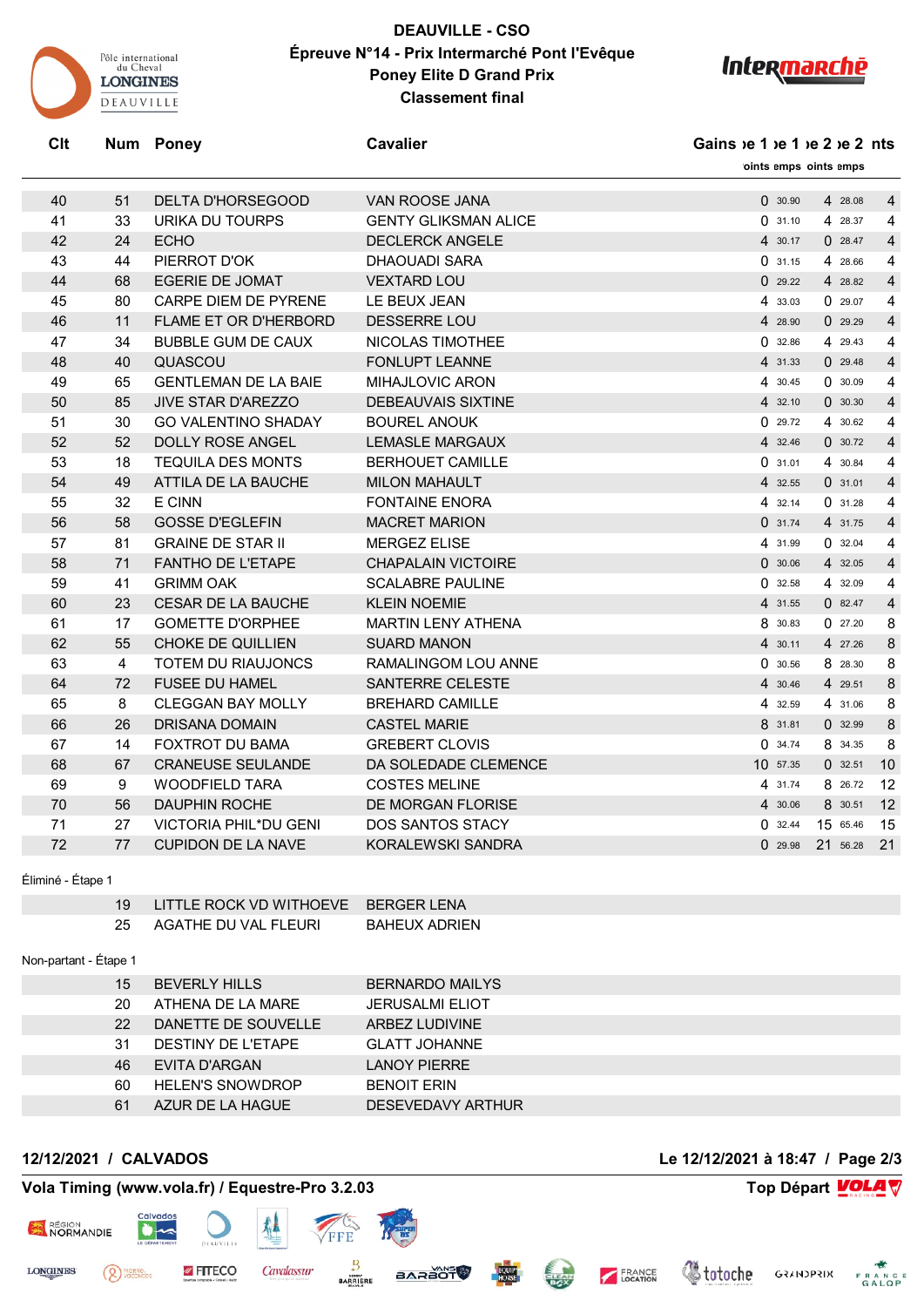# DEAUVILLE - CSO

**Épreuve N°14 - Prix Intermarché Pont l'Evêque**

**Poney Elite D Grand Prix**

**Classement final**

| Clt | Num | Poney | Cavalier | Gains | Étape 1 Points | Étape 1 Temps | Étape 2 Points | Étape 2 Temps | Points |
|---|---|---|---|---|---|---|---|---|---|
| 40 | 51 | DELTA D'HORSEGOOD | VAN ROOSE JANA | | 0 | 30.90 | 4 | 28.08 | 4 |
| 41 | 33 | URIKA DU TOURPS | GENTY GLIKSMAN ALICE | | 0 | 31.10 | 4 | 28.37 | 4 |
| 42 | 24 | ECHO | DECLERCK ANGELE | | 4 | 30.17 | 0 | 28.47 | 4 |
| 43 | 44 | PIERROT D'OK | DHAOUADI SARA | | 0 | 31.15 | 4 | 28.66 | 4 |
| 44 | 68 | EGERIE DE JOMAT | VEXTARD LOU | | 0 | 29.22 | 4 | 28.82 | 4 |
| 45 | 80 | CARPE DIEM DE PYRENE | LE BEUX JEAN | | 4 | 33.03 | 0 | 29.07 | 4 |
| 46 | 11 | FLAME ET OR D'HERBORD | DESSERRE LOU | | 4 | 28.90 | 0 | 29.29 | 4 |
| 47 | 34 | BUBBLE GUM DE CAUX | NICOLAS TIMOTHEE | | 0 | 32.86 | 4 | 29.43 | 4 |
| 48 | 40 | QUASCOU | FONLUPT LEANNE | | 4 | 31.33 | 0 | 29.48 | 4 |
| 49 | 65 | GENTLEMAN DE LA BAIE | MIHAJLOVIC ARON | | 4 | 30.45 | 0 | 30.09 | 4 |
| 50 | 85 | JIVE STAR D'AREZZO | DEBEAUVAIS SIXTINE | | 4 | 32.10 | 0 | 30.30 | 4 |
| 51 | 30 | GO VALENTINO SHADAY | BOUREL ANOUK | | 0 | 29.72 | 4 | 30.62 | 4 |
| 52 | 52 | DOLLY ROSE ANGEL | LEMASLE MARGAUX | | 4 | 32.46 | 0 | 30.72 | 4 |
| 53 | 18 | TEQUILA DES MONTS | BERHOUET CAMILLE | | 0 | 31.01 | 4 | 30.84 | 4 |
| 54 | 49 | ATTILA DE LA BAUCHE | MILON MAHAULT | | 4 | 32.55 | 0 | 31.01 | 4 |
| 55 | 32 | E CINN | FONTAINE ENORA | | 4 | 32.14 | 0 | 31.28 | 4 |
| 56 | 58 | GOSSE D'EGLEFIN | MACRET MARION | | 0 | 31.74 | 4 | 31.75 | 4 |
| 57 | 81 | GRAINE DE STAR II | MERGEZ ELISE | | 4 | 31.99 | 0 | 32.04 | 4 |
| 58 | 71 | FANTHO DE L'ETAPE | CHAPALAIN VICTOIRE | | 0 | 30.06 | 4 | 32.05 | 4 |
| 59 | 41 | GRIMM OAK | SCALABRE PAULINE | | 0 | 32.58 | 4 | 32.09 | 4 |
| 60 | 23 | CESAR DE LA BAUCHE | KLEIN NOEMIE | | 4 | 31.55 | 0 | 82.47 | 4 |
| 61 | 17 | GOMETTE D'ORPHEE | MARTIN LENY ATHENA | | 8 | 30.83 | 0 | 27.20 | 8 |
| 62 | 55 | CHOKE DE QUILLIEN | SUARD MANON | | 4 | 30.11 | 4 | 27.26 | 8 |
| 63 | 4 | TOTEM DU RIAUJONCS | RAMALINGOM LOU ANNE | | 0 | 30.56 | 8 | 28.30 | 8 |
| 64 | 72 | FUSEE DU HAMEL | SANTERRE CELESTE | | 4 | 30.46 | 4 | 29.51 | 8 |
| 65 | 8 | CLEGGAN BAY MOLLY | BREHARD CAMILLE | | 4 | 32.59 | 4 | 31.06 | 8 |
| 66 | 26 | DRISANA DOMAIN | CASTEL MARIE | | 8 | 31.81 | 0 | 32.99 | 8 |
| 67 | 14 | FOXTROT DU BAMA | GREBERT CLOVIS | | 0 | 34.74 | 8 | 34.35 | 8 |
| 68 | 67 | CRANEUSE SEULANDE | DA SOLEDADE CLEMENCE | | 10 | 57.35 | 0 | 32.51 | 10 |
| 69 | 9 | WOODFIELD TARA | COSTES MELINE | | 4 | 31.74 | 8 | 26.72 | 12 |
| 70 | 56 | DAUPHIN ROCHE | DE MORGAN FLORISE | | 4 | 30.06 | 8 | 30.51 | 12 |
| 71 | 27 | VICTORIA PHIL*DU GENI | DOS SANTOS STACY | | 0 | 32.44 | 15 | 65.46 | 15 |
| 72 | 77 | CUPIDON DE LA NAVE | KORALEWSKI SANDRA | | 0 | 29.98 | 21 | 56.28 | 21 |

Éliminé - Étape 1

| Num | Poney | Cavalier |
|---|---|---|
| 19 | LITTLE ROCK VD WITHOEVE | BERGER LENA |
| 25 | AGATHE DU VAL FLEURI | BAHEUX ADRIEN |

Non-partant - Étape 1

| Num | Poney | Cavalier |
|---|---|---|
| 15 | BEVERLY HILLS | BERNARDO MAILYS |
| 20 | ATHENA DE LA MARE | JERUSALMI ELIOT |
| 22 | DANETTE DE SOUVELLE | ARBEZ LUDIVINE |
| 31 | DESTINY DE L'ETAPE | GLATT JOHANNE |
| 46 | EVITA D'ARGAN | LANOY PIERRE |
| 60 | HELEN'S SNOWDROP | BENOIT ERIN |
| 61 | AZUR DE LA HAGUE | DESEVEDAVY ARTHUR |

**12/12/2021 / CALVADOS** — **Le 12/12/2021 à 18:47**

**Vola Timing (www.vola.fr) / Equestre-Pro 3.2.03** — **Top Départ**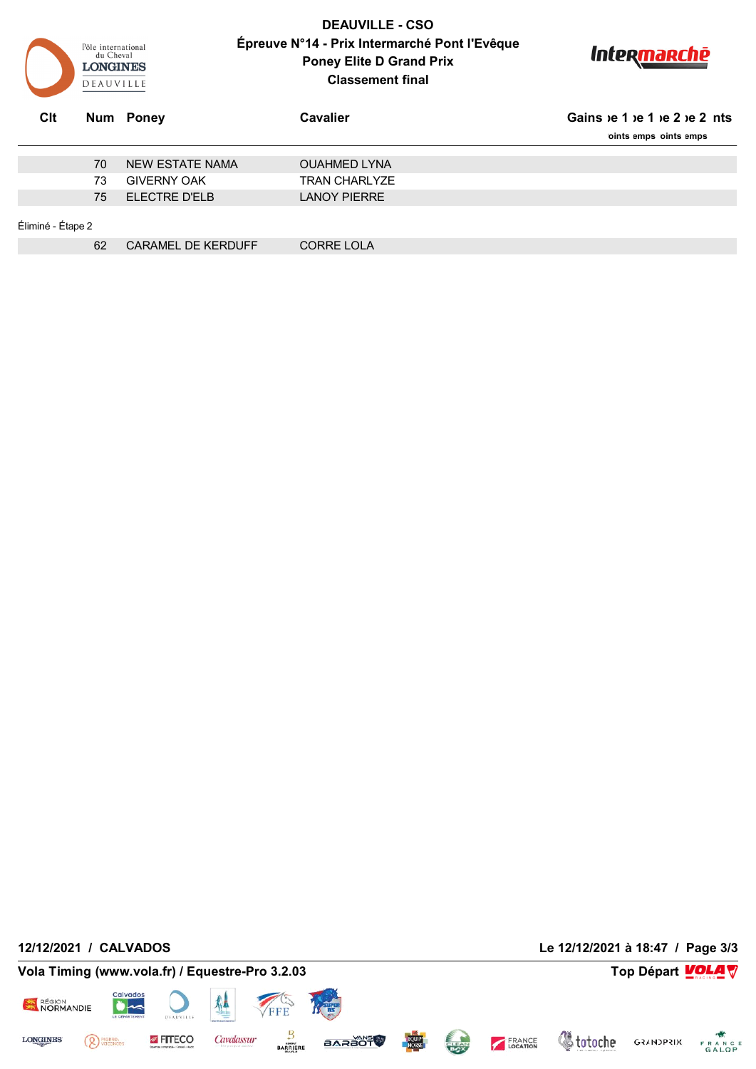**DEAUVILLE - CSO**

**Épreuve N°14 - Prix Intermarché Pont l'Evêque**

**Poney Elite D Grand Prix**

**Classement final**

| Clt | Num | Poney | Cavalier | Gains | Etape 1 Points | Etape 1 Temps | Etape 2 Points | Etape 2 Temps |
|---|---|---|---|---|---|---|---|---|
| | 70 | NEW ESTATE NAMA | OUAHMED LYNA | | | | | |
| | 73 | GIVERNY OAK | TRAN CHARLYZE | | | | | |
| | 75 | ELECTRE D'ELB | LANOY PIERRE | | | | | |
| Éliminé - Étape 2 | | | | | | | | |
| | 62 | CARAMEL DE KERDUFF | CORRE LOLA | | | | | |

12/12/2021 / CALVADOS

Le 12/12/2021 à 18:47

Vola Timing (www.vola.fr) / Equestre-Pro 3.2.03

Top Départ